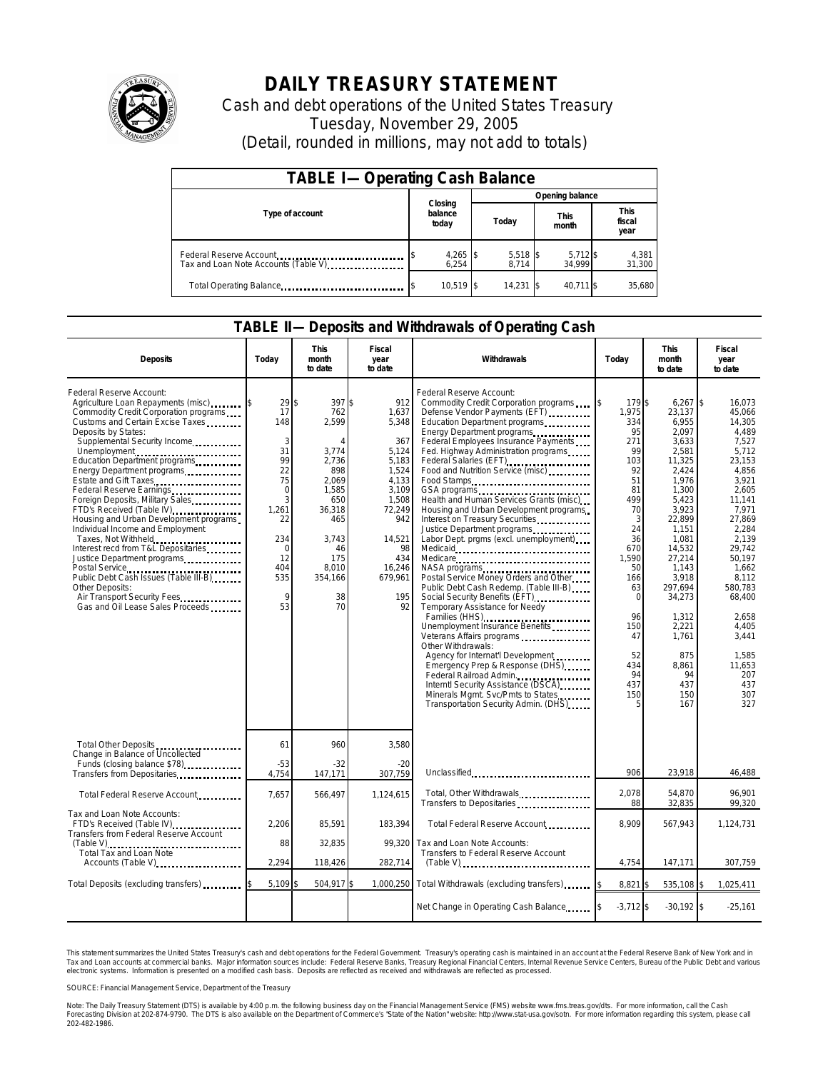# DAILY TREASURY STATEMENT

Cash and debt operations of the United States Treasury

Tuesday, November 29, 2005

(Detail, rounded in millions, may not add to totals)

| TABLE I—Operating Cash Balance | | | | |
|---|---|---|---|---|
| Type of account | Closing balance today | Opening balance | | |
| | | Today | This month | This fiscal year |
| Federal Reserve Account | $ 4,265 | $ 5,518 | $ 5,712 | $ 4,381 |
| Tax and Loan Note Accounts (Table V) | 6,254 | 8,714 | 34,999 | 31,300 |
| Total Operating Balance | $ 10,519 | $ 14,231 | $ 40,711 | $ 35,680 |

## TABLE II—Deposits and Withdrawals of Operating Cash

| Deposits | Today | This month to date | Fiscal year to date | Withdrawals | Today | This month to date | Fiscal year to date |
|---|---|---|---|---|---|---|---|
| Federal Reserve Account: | | | | Federal Reserve Account: | | | |
| Agriculture Loan Repayments (misc) | $ 29 | $ 397 | $ 912 | Commodity Credit Corporation programs | $ 179 | $ 6,267 | $ 16,073 |
| Commodity Credit Corporation programs | 17 | 762 | 1,637 | Defense Vendor Payments (EFT) | 1,975 | 23,137 | 45,066 |
| Customs and Certain Excise Taxes | 148 | 2,599 | 5,348 | Education Department programs | 334 | 6,955 | 14,305 |
| Deposits by States: | | | | Energy Department programs | 95 | 2,097 | 4,489 |
| Supplemental Security Income | 3 | 4 | 367 | Federal Employees Insurance Payments | 271 | 3,633 | 7,527 |
| Unemployment | 31 | 3,774 | 5,124 | Fed. Highway Administration programs | 99 | 2,581 | 5,712 |
| Education Department programs | 99 | 2,736 | 5,183 | Federal Salaries (EFT) | 103 | 11,325 | 23,153 |
| Energy Department programs | 22 | 898 | 1,524 | Food and Nutrition Service (misc) | 92 | 2,424 | 4,856 |
| Estate and Gift Taxes | 75 | 2,069 | 4,133 | Food Stamps | 51 | 1,976 | 3,921 |
| Federal Reserve Earnings | 0 | 1,585 | 3,109 | GSA programs | 81 | 1,300 | 2,605 |
| Foreign Deposits, Military Sales | 3 | 650 | 1,508 | Health and Human Services Grants (misc) | 499 | 5,423 | 11,141 |
| FTD's Received (Table IV) | 1,261 | 36,318 | 72,249 | Housing and Urban Development programs | 70 | 3,923 | 7,971 |
| Housing and Urban Development programs | 22 | 465 | 942 | Interest on Treasury Securities | 3 | 22,899 | 27,869 |
| Individual Income and Employment | | | | Justice Department programs | 24 | 1,151 | 2,284 |
| Taxes, Not Withheld | 234 | 3,743 | 14,521 | Labor Dept. prgms (excl. unemployment) | 36 | 1,081 | 2,139 |
| Interest recd from T&L Depositaries | 0 | 46 | 98 | Medicaid | 670 | 14,532 | 29,742 |
| Justice Department programs | 12 | 175 | 434 | Medicare | 1,590 | 27,214 | 50,197 |
| Postal Service | 404 | 8,010 | 16,246 | NASA programs | 50 | 1,143 | 1,662 |
| Public Debt Cash Issues (Table III-B) | 535 | 354,166 | 679,961 | Postal Service Money Orders and Other | 166 | 3,918 | 8,112 |
| Other Deposits: | | | | Public Debt Cash Redemp. (Table III-B) | 63 | 297,694 | 580,783 |
| Air Transport Security Fees | 9 | 38 | 195 | Social Security Benefits (EFT) | 0 | 34,273 | 68,400 |
| Gas and Oil Lease Sales Proceeds | 53 | 70 | 92 | Temporary Assistance for Needy | | | |
| | | | | Families (HHS) | 96 | 1,312 | 2,658 |
| | | | | Unemployment Insurance Benefits | 150 | 2,221 | 4,405 |
| | | | | Veterans Affairs programs | 47 | 1,761 | 3,441 |
| | | | | Other Withdrawals: | | | |
| | | | | Agency for Internat'l Development | 52 | 875 | 1,585 |
| | | | | Emergency Prep & Response (DHS) | 434 | 8,861 | 11,653 |
| | | | | Federal Railroad Admin. | 94 | 94 | 207 |
| | | | | Interntl Security Assistance (DSCA) | 437 | 437 | 437 |
| | | | | Minerals Mgmt. Svc/Pmts to States | 150 | 150 | 307 |
| | | | | Transportation Security Admin. (DHS) | 5 | 167 | 327 |
| Total Other Deposits | 61 | 960 | 3,580 | | | | |
| Change in Balance of Uncollected Funds (closing balance $78) | -53 | -32 | -20 | | | | |
| Transfers from Depositaries | 4,754 | 147,171 | 307,759 | Unclassified | 906 | 23,918 | 46,488 |
| Total Federal Reserve Account | 7,657 | 566,497 | 1,124,615 | Total, Other Withdrawals | 2,078 | 54,870 | 96,901 |
| | | | | Transfers to Depositaries | 88 | 32,835 | 99,320 |
| Tax and Loan Note Accounts: | | | | Total Federal Reserve Account | 8,909 | 567,943 | 1,124,731 |
| FTD's Received (Table IV) | 2,206 | 85,591 | 183,394 | | | | |
| Transfers from Federal Reserve Account (Table V) | 88 | 32,835 | 99,320 | Tax and Loan Note Accounts: | | | |
| Total Tax and Loan Note Accounts (Table V) | 2,294 | 118,426 | 282,714 | Transfers to Federal Reserve Account (Table V) | 4,754 | 147,171 | 307,759 |
| Total Deposits (excluding transfers) | $ 5,109 | $ 504,917 | $ 1,000,250 | Total Withdrawals (excluding transfers) | $ 8,821 | $ 535,108 | $ 1,025,411 |
| | | | | Net Change in Operating Cash Balance | $ -3,712 | $ -30,192 | $ -25,161 |

This statement summarizes the United States Treasury's cash and debt operations for the Federal Government. Treasury's operating cash is maintained in an account at the Federal Reserve Bank of New York and in Tax and Loan accounts at commercial banks. Major information sources include: Federal Reserve Banks, Treasury Regional Financial Centers, Internal Revenue Service Centers, Bureau of the Public Debt and various electronic systems. Information is presented on a modified cash basis. Deposits are reflected as received and withdrawals are reflected as processed.

SOURCE: Financial Management Service, Department of the Treasury

Note: The Daily Treasury Statement (DTS) is available by 4:00 p.m. the following business day on the Financial Management Service (FMS) website www.fms.treas.gov/dts. For more information, call the Cash Forecasting Division at 202-874-9790. The DTS is also available on the Department of Commerce's "State of the Nation" website: http://www.stat-usa.gov/sotn. For more information regarding this system, please call 202-482-1986.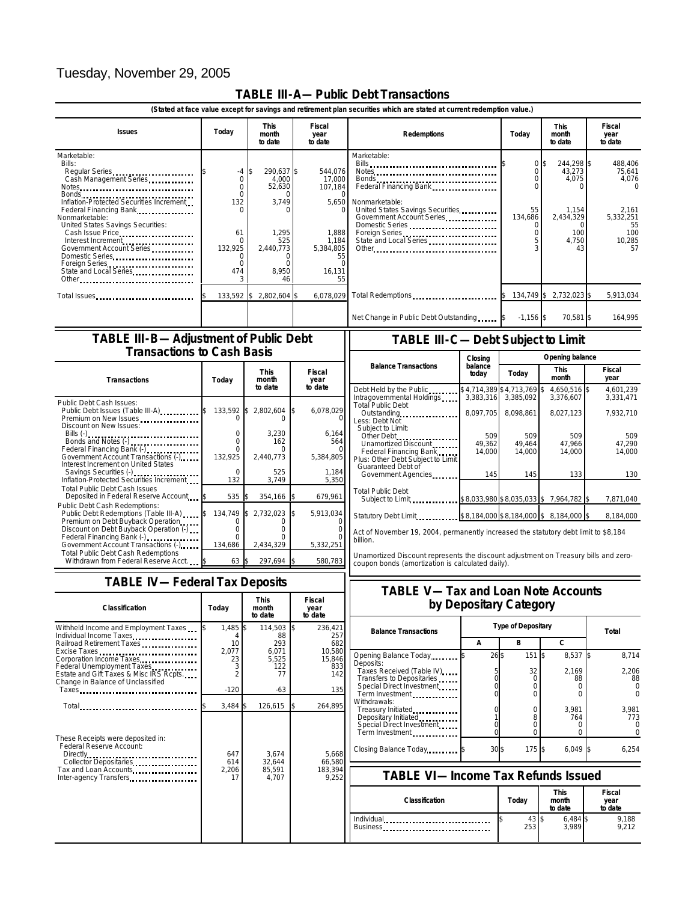Tuesday, November 29, 2005

## TABLE III-A— Public Debt Transactions

(Stated at face value except for savings and retirement plan securities which are stated at current redemption value.)

| Issues | Today | This month to date | Fiscal year to date | Redemptions | Today | This month to date | Fiscal year to date |
|---|---|---|---|---|---|---|---|
| Marketable: | | | | Marketable: | | | |
| Bills: | | | | Bills | $ 0 | $ 244,298 | $ 488,406 |
| Regular Series | $ -4 | $ 290,637 | $ 544,076 | Notes | 0 | 43,273 | 75,641 |
| Cash Management Series | 0 | 4,000 | 17,000 | Bonds | 0 | 4,075 | 4,076 |
| Notes | 0 | 52,630 | 107,184 | Federal Financing Bank | 0 | 0 | 0 |
| Bonds | 0 | 0 | 0 | | | | |
| Inflation-Protected Securities Increment | 132 | 3,749 | 5,650 | Nonmarketable: | | | |
| Federal Financing Bank | 0 | 0 | 0 | United States Savings Securities | 55 | 1,154 | 2,161 |
| Nonmarketable: | | | | Government Account Series | 134,686 | 2,434,329 | 5,332,251 |
| United States Savings Securities: | | | | Domestic Series | 0 | 0 | 55 |
| Cash Issue Price | 61 | 1,295 | 1,888 | Foreign Series | 0 | 100 | 100 |
| Interest Increment | 0 | 525 | 1,184 | State and Local Series | 5 | 4,750 | 10,285 |
| Government Account Series | 132,925 | 2,440,773 | 5,384,805 | Other | 3 | 43 | 57 |
| Domestic Series | 0 | 0 | 55 | | | | |
| Foreign Series | 0 | 0 | 0 | | | | |
| State and Local Series | 474 | 8,950 | 16,131 | | | | |
| Other | 3 | 46 | 55 | | | | |
| Total Issues | $ 133,592 | $ 2,802,604 | $ 6,078,029 | Total Redemptions | $ 134,749 | $ 2,732,023 | $ 5,913,034 |
| | | | | Net Change in Public Debt Outstanding | $ -1,156 | $ 70,581 | $ 164,995 |

## TABLE III-B— Adjustment of Public Debt Transactions to Cash Basis

| Transactions | Today | This month to date | Fiscal year to date |
|---|---|---|---|
| Public Debt Cash Issues: | | | |
| Public Debt Issues (Table III-A) | $ 133,592 | $ 2,802,604 | $ 6,078,029 |
| Premium on New Issues | 0 | 0 | 0 |
| Discount on New Issues: | | | |
| Bills (-) | 0 | 3,230 | 6,164 |
| Bonds and Notes (-) | 0 | 162 | 564 |
| Federal Financing Bank (-) | 0 | 0 | 0 |
| Government Account Transactions (-) | 132,925 | 2,440,773 | 5,384,805 |
| Interest Increment on United States Savings Securities (-) | 0 | 525 | 1,184 |
| Inflation-Protected Securities Increment | 132 | 3,749 | 5,350 |
| Total Public Debt Cash Issues Deposited in Federal Reserve Account | $ 535 | $ 354,166 | $ 679,961 |
| Public Debt Cash Redemptions: | | | |
| Public Debt Redemptions (Table III-A) | $ 134,749 | $ 2,732,023 | $ 5,913,034 |
| Premium on Debt Buyback Operation | 0 | 0 | 0 |
| Discount on Debt Buyback Operation (-) | 0 | 0 | 0 |
| Federal Financing Bank (-) | 0 | 0 | 0 |
| Government Account Transactions (-) | 134,686 | 2,434,329 | 5,332,251 |
| Total Public Debt Cash Redemptions Withdrawn from Federal Reserve Acct. | $ 63 | $ 297,694 | $ 580,783 |

## TABLE III-C — Debt Subject to Limit

| Balance Transactions | Closing balance today | Opening balance Today | Opening balance This month | Opening balance Fiscal year |
|---|---|---|---|---|
| Debt Held by the Public | $ 4,714,389 | $ 4,713,769 | $ 4,650,516 | $ 4,601,239 |
| Intragovernmental Holdings | 3,383,316 | 3,385,092 | 3,376,607 | 3,331,471 |
| Total Public Debt Outstanding | 8,097,705 | 8,098,861 | 8,027,123 | 7,932,710 |
| Less: Debt Not Subject to Limit: | | | | |
| Other Debt | 509 | 509 | 509 | 509 |
| Unamortized Discount | 49,362 | 49,464 | 47,966 | 47,290 |
| Federal Financing Bank | 14,000 | 14,000 | 14,000 | 14,000 |
| Plus: Other Debt Subject to Limit | | | | |
| Guaranteed Debt of Government Agencies | 145 | 145 | 133 | 130 |
| Total Public Debt Subject to Limit | $ 8,033,980 | $ 8,035,033 | $ 7,964,782 | $ 7,871,040 |
| Statutory Debt Limit | $ 8,184,000 | $ 8,184,000 | $ 8,184,000 | $ 8,184,000 |

Act of November 19, 2004, permanently increased the statutory debt limit to $8,184 billion.

Unamortized Discount represents the discount adjustment on Treasury bills and zero-coupon bonds (amortization is calculated daily).

## TABLE IV— Federal Tax Deposits

| Classification | Today | This month to date | Fiscal year to date |
|---|---|---|---|
| Withheld Income and Employment Taxes | $ 1,485 | $ 114,503 | $ 236,421 |
| Individual Income Taxes | 4 | 88 | 257 |
| Railroad Retirement Taxes | 10 | 293 | 682 |
| Excise Taxes | 2,077 | 6,071 | 10,580 |
| Corporation Income Taxes | 23 | 5,525 | 15,846 |
| Federal Unemployment Taxes | 3 | 122 | 833 |
| Estate and Gift Taxes & Misc IRS Rcpts. | 2 | 77 | 142 |
| Change in Balance of Unclassified Taxes | -120 | -63 | 135 |
| Total | $ 3,484 | $ 126,615 | $ 264,895 |
| These Receipts were deposited in: | | | |
| Federal Reserve Account: | | | |
| Directly | 647 | 3,674 | 5,668 |
| Collector Depositaries | 614 | 32,644 | 66,580 |
| Tax and Loan Accounts | 2,206 | 85,591 | 183,394 |
| Inter-agency Transfers | 17 | 4,707 | 9,252 |

## TABLE V— Tax and Loan Note Accounts by Depositary Category

| Balance Transactions | Type of Depositary A | B | C | Total |
|---|---|---|---|---|
| Opening Balance Today | $ 26 | $ 151 | $ 8,537 | $ 8,714 |
| Deposits: | | | | |
| Taxes Received (Table IV) | 5 | 32 | 2,169 | 2,206 |
| Transfers to Depositaries | 0 | 0 | 88 | 88 |
| Special Direct Investment | 0 | 0 | 0 | 0 |
| Term Investment | 0 | 0 | 0 | 0 |
| Withdrawals: | | | | |
| Treasury Initiated | 0 | 0 | 3,981 | 3,981 |
| Depositary Initiated | 1 | 8 | 764 | 773 |
| Special Direct Investment | 0 | 0 | 0 | 0 |
| Term Investment | 0 | 0 | 0 | 0 |
| Closing Balance Today | $ 30 | $ 175 | $ 6,049 | $ 6,254 |

## TABLE VI— Income Tax Refunds Issued

| Classification | Today | This month to date | Fiscal year to date |
|---|---|---|---|
| Individual | $ 43 | $ 6,484 | $ 9,188 |
| Business | 253 | 3,989 | 9,212 |